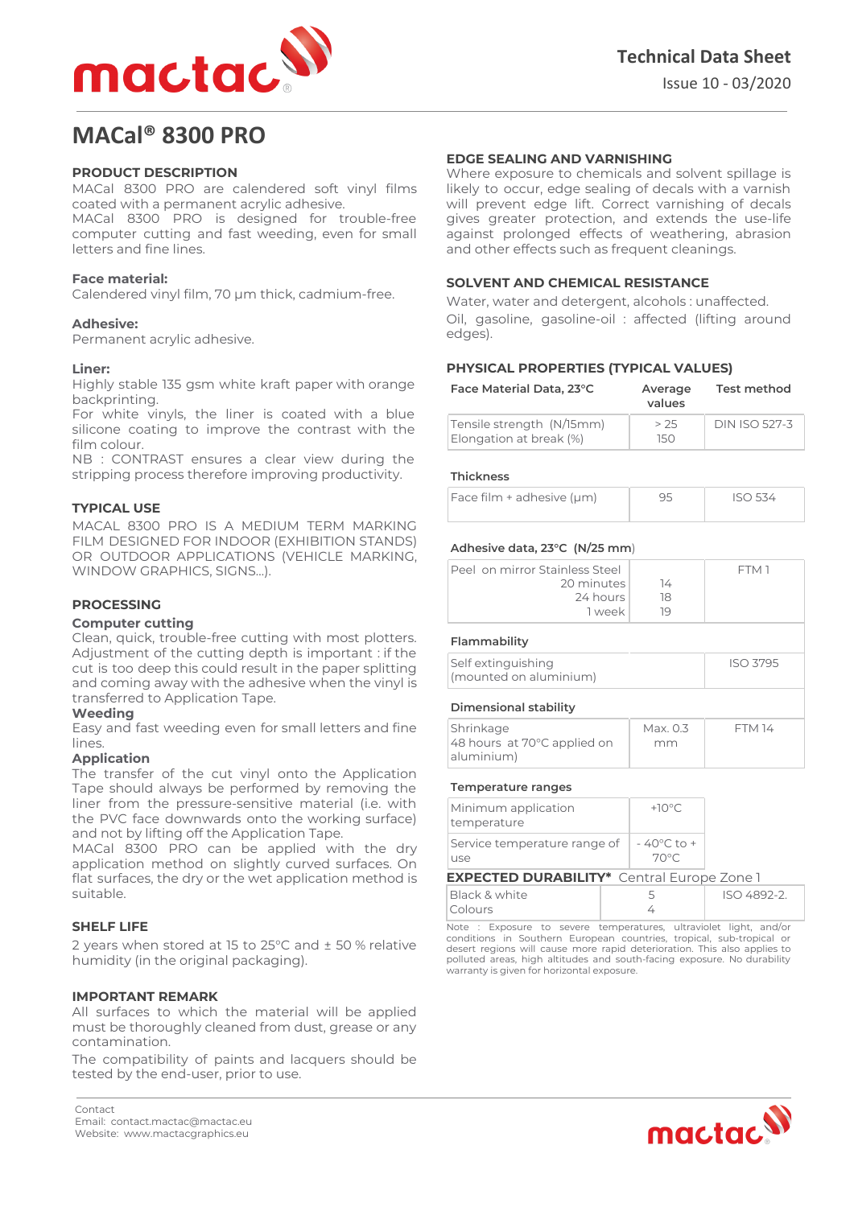Technical Data Sheet

Issue 10 - 03/2020

# MACal® 8300 PRO

## PRODUCT DESCRIPTION

MACal 8300 PRO are calendered soft vinyl films coated with a permanent acrylic adhesive.
MACal 8300 PRO is designed for trouble-free computer cutting and fast weeding, even for small letters and fine lines.

**Face material:**
Calendered vinyl film, 70 µm thick, cadmium-free.

**Adhesive:**
Permanent acrylic adhesive.

**Liner:**
Highly stable 135 gsm white kraft paper with orange backprinting.
For white vinyls, the liner is coated with a blue silicone coating to improve the contrast with the film colour.
NB : CONTRAST ensures a clear view during the stripping process therefore improving productivity.

## TYPICAL USE

MACAL 8300 PRO IS A MEDIUM TERM MARKING FILM DESIGNED FOR INDOOR (EXHIBITION STANDS) OR OUTDOOR APPLICATIONS (VEHICLE MARKING, WINDOW GRAPHICS, SIGNS...).

## PROCESSING

### Computer cutting

Clean, quick, trouble-free cutting with most plotters. Adjustment of the cutting depth is important : if the cut is too deep this could result in the paper splitting and coming away with the adhesive when the vinyl is transferred to Application Tape.

### Weeding

Easy and fast weeding even for small letters and fine lines.

### Application

The transfer of the cut vinyl onto the Application Tape should always be performed by removing the liner from the pressure-sensitive material (i.e. with the PVC face downwards onto the working surface) and not by lifting off the Application Tape.
MACal 8300 PRO can be applied with the dry application method on slightly curved surfaces. On flat surfaces, the dry or the wet application method is suitable.

## SHELF LIFE

2 years when stored at 15 to 25°C and ± 50 % relative humidity (in the original packaging).

## IMPORTANT REMARK

All surfaces to which the material will be applied must be thoroughly cleaned from dust, grease or any contamination.
The compatibility of paints and lacquers should be tested by the end-user, prior to use.

## EDGE SEALING AND VARNISHING

Where exposure to chemicals and solvent spillage is likely to occur, edge sealing of decals with a varnish will prevent edge lift. Correct varnishing of decals gives greater protection, and extends the use-life against prolonged effects of weathering, abrasion and other effects such as frequent cleanings.

## SOLVENT AND CHEMICAL RESISTANCE

Water, water and detergent, alcohols : unaffected.
Oil, gasoline, gasoline-oil : affected (lifting around edges).

## PHYSICAL PROPERTIES (TYPICAL VALUES)

| Face Material Data, 23°C | Average values | Test method |
|---|---|---|
| Tensile strength (N/15mm)<br>Elongation at break (%) | > 25<br>150 | DIN ISO 527-3 |
| **Thickness** | | |
| Face film + adhesive (µm) | 95 | ISO 534 |
| **Adhesive data, 23°C (N/25 mm)** | | |
| Peel on mirror Stainless Steel<br>20 minutes<br>24 hours<br>1 week | <br>14<br>18<br>19 | FTM 1 |
| **Flammability** | | |
| Self extinguishing (mounted on aluminium) | | ISO 3795 |
| **Dimensional stability** | | |
| Shrinkage<br>48 hours at 70°C applied on aluminium) | Max. 0.3 mm | FTM 14 |
| **Temperature ranges** | | |
| Minimum application temperature | +10°C | |
| Service temperature range of use | - 40°C to + 70°C | |

**EXPECTED DURABILITY*** Central Europe Zone 1

| | | |
|---|---|---|
| Black & white<br>Colours | 5<br>4 | ISO 4892-2. |

Note : Exposure to severe temperatures, ultraviolet light, and/or conditions in Southern European countries, tropical, sub-tropical or desert regions will cause more rapid deterioration. This also applies to polluted areas, high altitudes and south-facing exposure. No durability warranty is given for horizontal exposure.

Contact
Email: contact.mactac@mactac.eu
Website: www.mactacgraphics.eu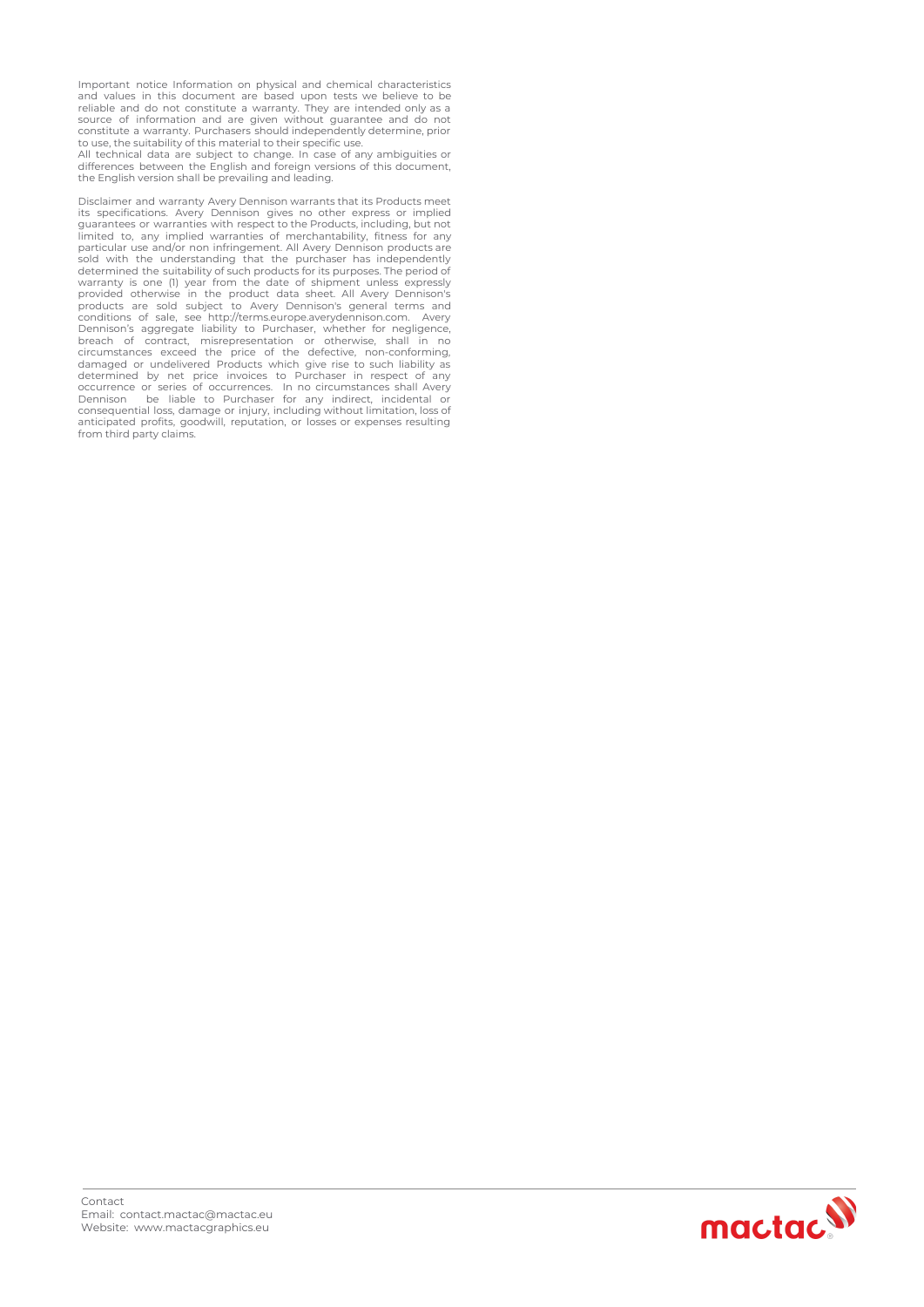Important notice Information on physical and chemical characteristics and values in this document are based upon tests we believe to be reliable and do not constitute a warranty. They are intended only as a source of information and are given without guarantee and do not constitute a warranty. Purchasers should independently determine, prior to use, the suitability of this material to their specific use.
All technical data are subject to change. In case of any ambiguities or differences between the English and foreign versions of this document, the English version shall be prevailing and leading.

Disclaimer and warranty Avery Dennison warrants that its Products meet its specifications. Avery Dennison gives no other express or implied guarantees or warranties with respect to the Products, including, but not limited to, any implied warranties of merchantability, fitness for any particular use and/or non infringement. All Avery Dennison products are sold with the understanding that the purchaser has independently determined the suitability of such products for its purposes. The period of warranty is one (1) year from the date of shipment unless expressly provided otherwise in the product data sheet. All Avery Dennison's products are sold subject to Avery Dennison's general terms and conditions of sale, see http://terms.europe.averydennison.com. Avery Dennison's aggregate liability to Purchaser, whether for negligence, breach of contract, misrepresentation or otherwise, shall in no circumstances exceed the price of the defective, non-conforming, damaged or undelivered Products which give rise to such liability as determined by net price invoices to Purchaser in respect of any occurrence or series of occurrences. In no circumstances shall Avery Dennison be liable to Purchaser for any indirect, incidental or consequential loss, damage or injury, including without limitation, loss of anticipated profits, goodwill, reputation, or losses or expenses resulting from third party claims.

Contact
Email: contact.mactac@mactac.eu
Website: www.mactacgraphics.eu

mactac